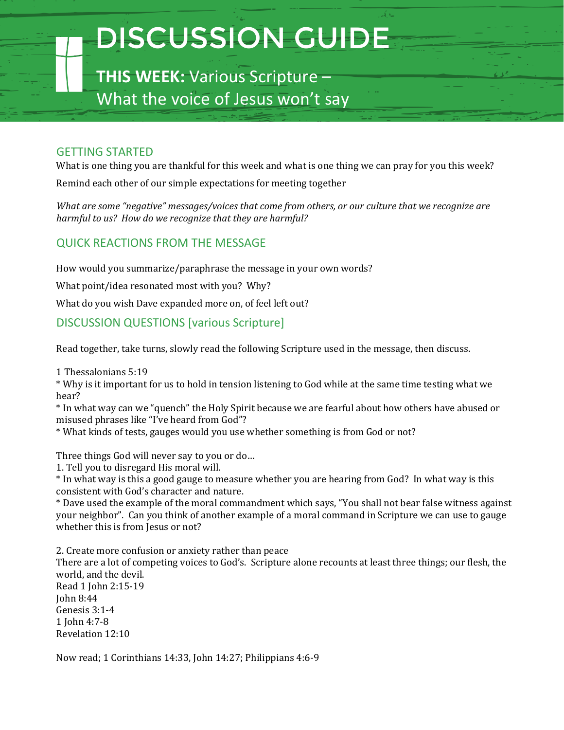# DISCUSSION GUIDE

## **THIS WEEK:** Various Scripture – What the voice of Jesus won't say

### GETTING STARTED

What is one thing you are thankful for this week and what is one thing we can pray for you this week?

Remind each other of our simple expectations for meeting together

*What are some "negative" messages/voices that come from others, or our culture that we recognize are harmful to us? How do we recognize that they are harmful?*

### QUICK REACTIONS FROM THE MESSAGE

How would you summarize/paraphrase the message in your own words?

What point/idea resonated most with you? Why?

What do you wish Dave expanded more on, of feel left out?

### DISCUSSION QUESTIONS [various Scripture]

Read together, take turns, slowly read the following Scripture used in the message, then discuss.

1 Thessalonians 5:19
* Why is it important for us to hold in tension listening to God while at the same time testing what we hear?
* In what way can we "quench" the Holy Spirit because we are fearful about how others have abused or misused phrases like "I've heard from God"?
* What kinds of tests, gauges would you use whether something is from God or not?

Three things God will never say to you or do…
1. Tell you to disregard His moral will.
* In what way is this a good gauge to measure whether you are hearing from God? In what way is this consistent with God's character and nature.
* Dave used the example of the moral commandment which says, "You shall not bear false witness against your neighbor". Can you think of another example of a moral command in Scripture we can use to gauge whether this is from Jesus or not?

2. Create more confusion or anxiety rather than peace
There are a lot of competing voices to God's. Scripture alone recounts at least three things; our flesh, the world, and the devil.
Read 1 John 2:15-19
John 8:44
Genesis 3:1-4
1 John 4:7-8
Revelation 12:10

Now read; 1 Corinthians 14:33, John 14:27; Philippians 4:6-9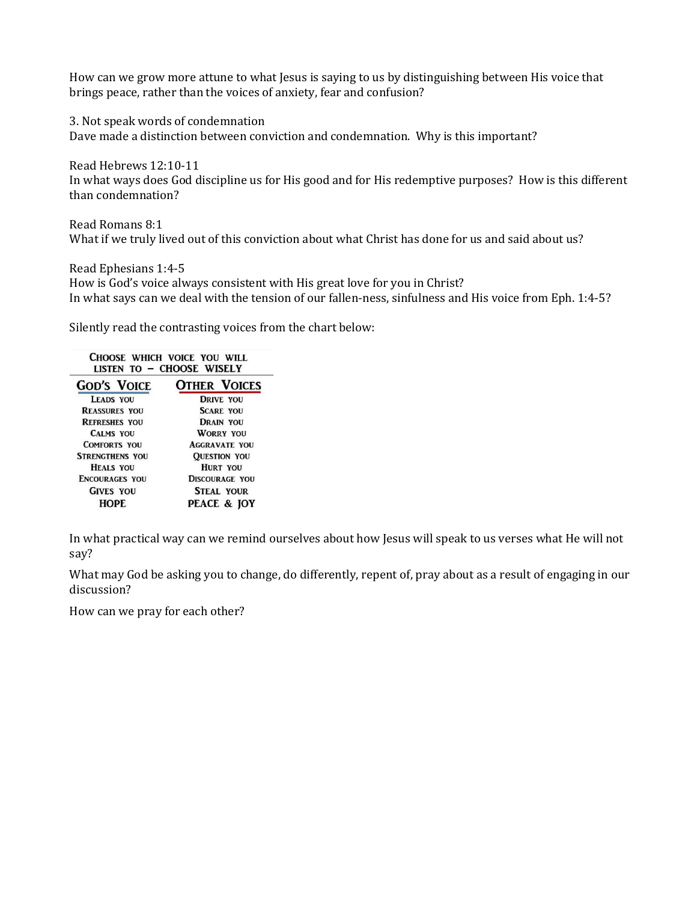How can we grow more attune to what Jesus is saying to us by distinguishing between His voice that brings peace, rather than the voices of anxiety, fear and confusion?

3. Not speak words of condemnation
Dave made a distinction between conviction and condemnation. Why is this important?

Read Hebrews 12:10-11
In what ways does God discipline us for His good and for His redemptive purposes? How is this different than condemnation?

Read Romans 8:1
What if we truly lived out of this conviction about what Christ has done for us and said about us?

Read Ephesians 1:4-5
How is God's voice always consistent with His great love for you in Christ?
In what says can we deal with the tension of our fallen-ness, sinfulness and His voice from Eph. 1:4-5?

Silently read the contrasting voices from the chart below:

**CHOOSE WHICH VOICE YOU WILL LISTEN TO – CHOOSE WISELY**

| GOD'S VOICE | OTHER VOICES |
| --- | --- |
| LEADS YOU | DRIVE YOU |
| REASSURES YOU | SCARE YOU |
| REFRESHES YOU | DRAIN YOU |
| CALMS YOU | WORRY YOU |
| COMFORTS YOU | AGGRAVATE YOU |
| STRENGTHENS YOU | QUESTION YOU |
| HEALS YOU | HURT YOU |
| ENCOURAGES YOU | DISCOURAGE YOU |
| GIVES YOU HOPE | STEAL YOUR PEACE & JOY |

In what practical way can we remind ourselves about how Jesus will speak to us verses what He will not say?

What may God be asking you to change, do differently, repent of, pray about as a result of engaging in our discussion?

How can we pray for each other?